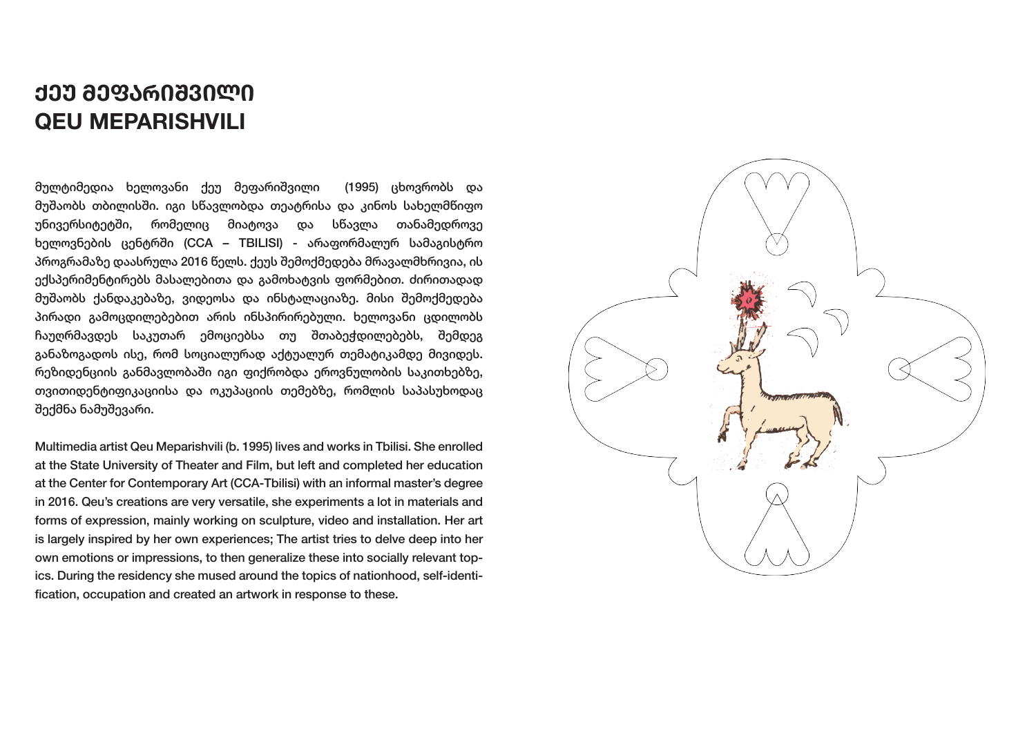# ქეუ მეფარიშვილი
# QEU MEPARISHVILI

მულტიმედია ხელოვანი ქეუ მეფარიშვილი  (1995) ცხოვრობს და მუშაობს თბილისში. იგი სწავლობდა თეატრისა და კინოს სახელმწიფო უნივერსიტეტში, რომელიც მიატოვა და სწავლა თანამედროვე ხელოვნების ცენტრში (CCA – TBILISI) - არაფორმალურ სამაგისტრო პროგრამაზე დაასრულა 2016 წელს. ქეუს შემოქმედება მრავალმხრივია, ის ექსპერიმენტირებს მასალებითა და გამოხატვის ფორმებით. ძირითადად მუშაობს ქანდაკებაზე, ვიდეოსა და ინსტალაციაზე. მისი შემოქმედება პირადი გამოცდილებებით არის ინსპირირებული. ხელოვანი ცდილობს ჩაუღრმავდეს საკუთარ ემოციებსა თუ შთაბეჭდილებებს, შემდეგ განაზოგადოს ისე, რომ სოციალურად აქტუალურ თემატიკამდე მივიდეს. რეზიდენციის განმავლობაში იგი ფიქრობდა ეროვნულობის საკითხებზე, თვითიდენტიფიკაციისა და ოკუპაციის თემებზე, რომლის საპასუხოდაც შექმნა ნამუშევარი.

Multimedia artist Qeu Meparishvili (b. 1995) lives and works in Tbilisi. She enrolled at the State University of Theater and Film, but left and completed her education at the Center for Contemporary Art (CCA-Tbilisi) with an informal master's degree in 2016. Qeu's creations are very versatile, she experiments a lot in materials and forms of expression, mainly working on sculpture, video and installation. Her art is largely inspired by her own experiences; The artist tries to delve deep into her own emotions or impressions, to then generalize these into socially relevant topics. During the residency she mused around the topics of nationhood, self-identification, occupation and created an artwork in response to these.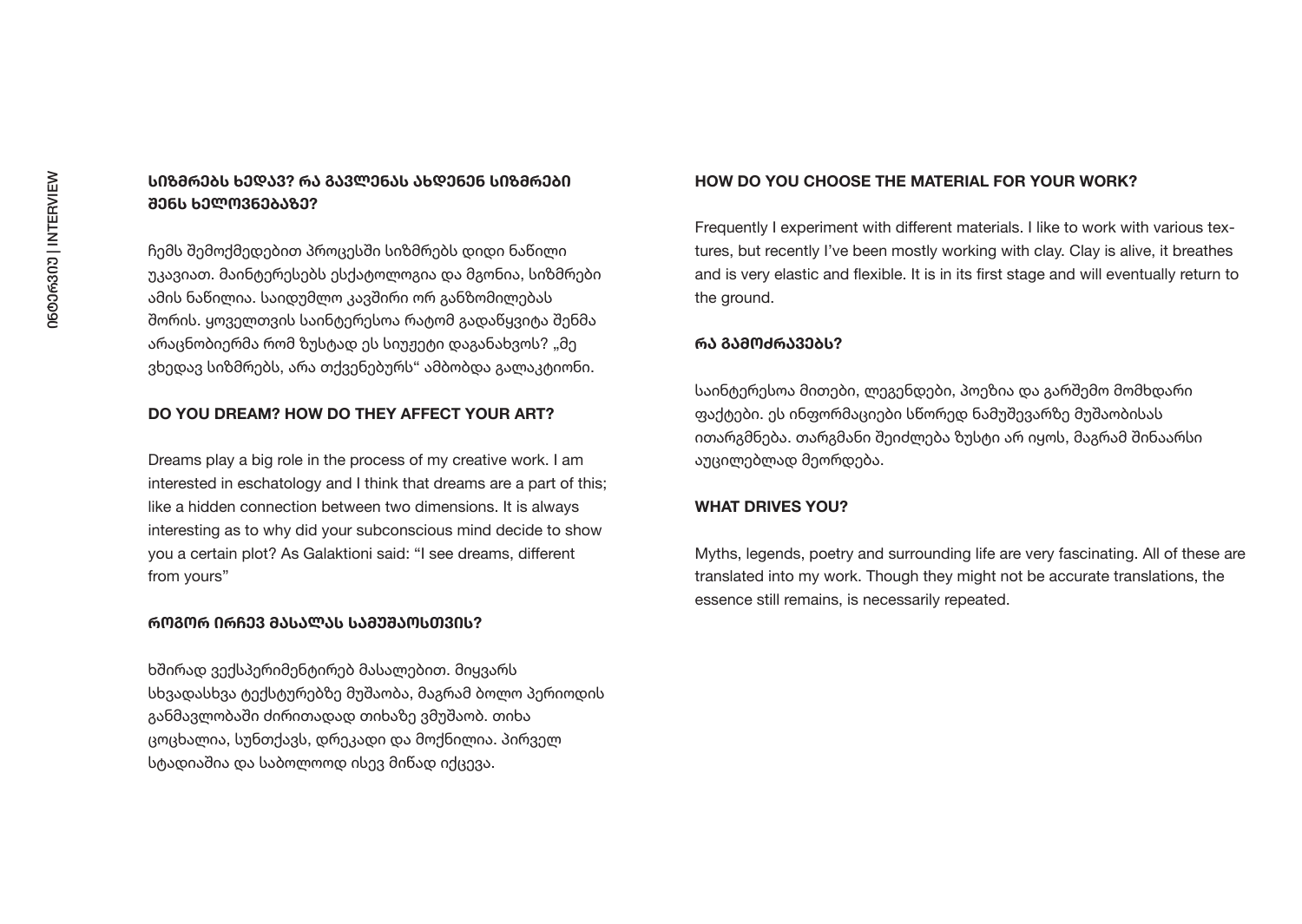### სიზმრებს ხედავ? რა გავლენას ახდენენ სიზმრები შენს ხელოვნებაზე?

ჩემს შემოქმედებით პროცესში სიზმრებს დიდი ნაწილი უკავიათ. მაინტერესებს ესქატოლოგია და მგონია, სიზმრები ამის ნაწილია. საიდუმლო კავშირი ორ განზომილებას შორის. ყოველთვის საინტერესოა რატომ გადაწყვიტა შენმა არაცნობიერმა რომ ზუსტად ეს სიუჟეტი დაგანახვოს? „მე ვხედავ სიზმრებს, არა თქვენებურს" ამბობდა გალაკტიონი.

### DO YOU DREAM? HOW DO THEY AFFECT YOUR ART?

Dreams play a big role in the process of my creative work. I am interested in eschatology and I think that dreams are a part of this; like a hidden connection between two dimensions. It is always interesting as to why did your subconscious mind decide to show you a certain plot? As Galaktioni said: "I see dreams, different from yours"

### როგორ ირჩევ მასალას სამუშაოსთვის?

ხშირად ვექსპერიმენტირებ მასალებით. მიყვარს სხვადასხვა ტექსტურებზე მუშაობა, მაგრამ ბოლო პერიოდის განმავლობაში ძირითადად თიხაზე ვმუშაობ. თიხა ცოცხალია, სუნთქავს, დრეკადი და მოქნილია. პირველ სტადიაშია და საბოლოოდ ისევ მიწად იქცევა.

### HOW DO YOU CHOOSE THE MATERIAL FOR YOUR WORK?

Frequently I experiment with different materials. I like to work with various textures, but recently I've been mostly working with clay. Clay is alive, it breathes and is very elastic and flexible. It is in its first stage and will eventually return to the ground.

### რა გამოძრავებს?

საინტერესოა მითები, ლეგენდები, პოეზია და გარშემო მომხდარი ფაქტები. ეს ინფორმაციები სწორედ ნამუშევარზე მუშაობისას ითარგმნება. თარგმანი შეიძლება ზუსტი არ იყოს, მაგრამ შინაარსი აუცილებლად მეორდება.

### WHAT DRIVES YOU?

Myths, legends, poetry and surrounding life are very fascinating. All of these are translated into my work. Though they might not be accurate translations, the essence still remains, is necessarily repeated.